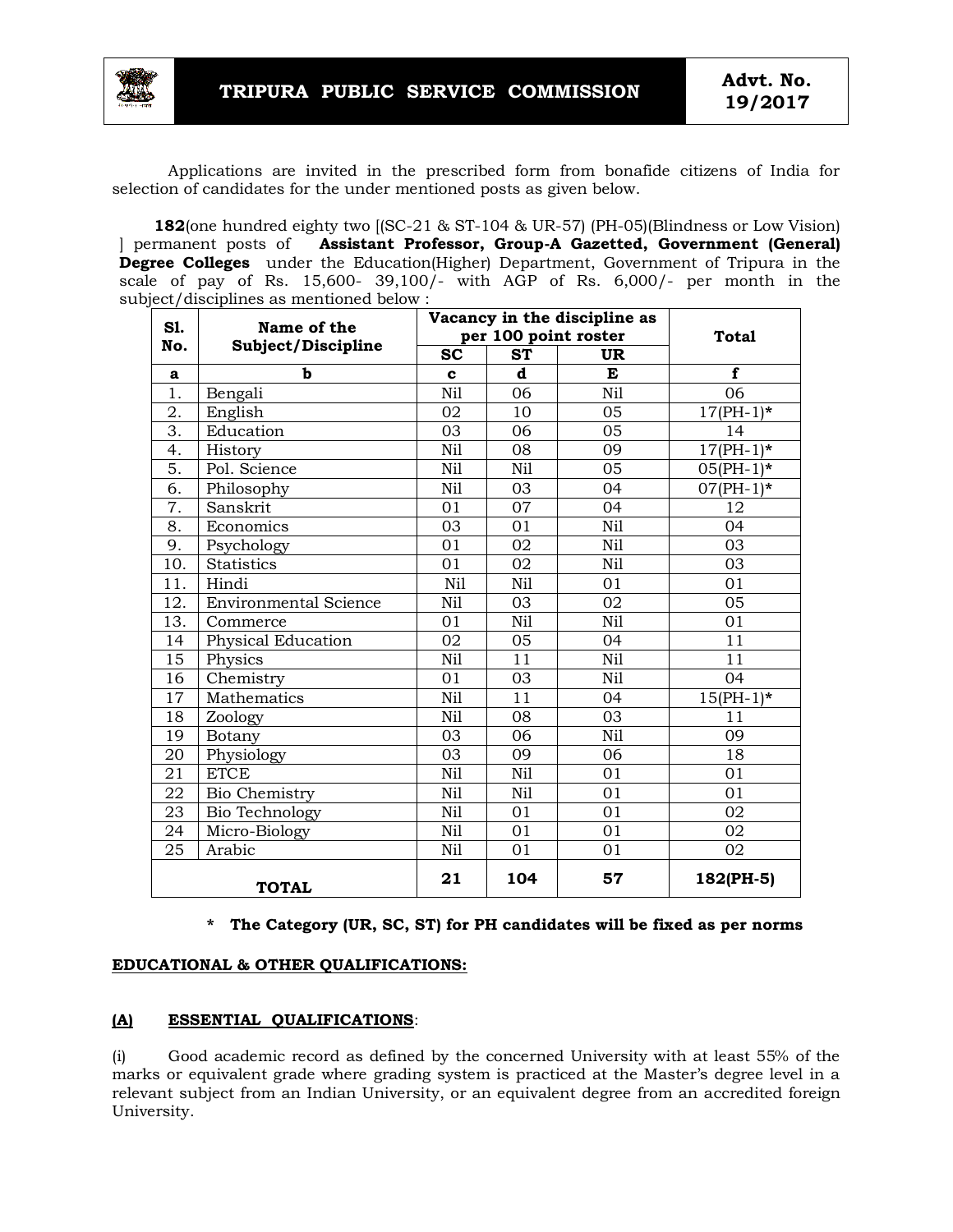# TRIPURA PUBLIC SERVICE COMMISSION

**Advt. No. 19/2017**

Applications are invited in the prescribed form from bonafide citizens of India for selection of candidates for the under mentioned posts as given below.

**182**(one hundred eighty two [(SC-21 & ST-104 & UR-57) (PH-05)(Blindness or Low Vision) ] permanent posts of **Assistant Professor, Group-A Gazetted, Government (General) Degree Colleges** under the Education(Higher) Department, Government of Tripura in the scale of pay of Rs. 15,600- 39,100/- with AGP of Rs. 6,000/- per month in the subject/disciplines as mentioned below :

| Sl. No. | Name of the Subject/Discipline | Vacancy in the discipline as per 100 point roster | | | Total |
|---|---|---|---|---|---|
| | | SC | ST | UR | |
| a | b | c | d | E | f |
| 1. | Bengali | Nil | 06 | Nil | 06 |
| 2. | English | 02 | 10 | 05 | 17(PH-1)* |
| 3. | Education | 03 | 06 | 05 | 14 |
| 4. | History | Nil | 08 | 09 | 17(PH-1)* |
| 5. | Pol. Science | Nil | Nil | 05 | 05(PH-1)* |
| 6. | Philosophy | Nil | 03 | 04 | 07(PH-1)* |
| 7. | Sanskrit | 01 | 07 | 04 | 12 |
| 8. | Economics | 03 | 01 | Nil | 04 |
| 9. | Psychology | 01 | 02 | Nil | 03 |
| 10. | Statistics | 01 | 02 | Nil | 03 |
| 11. | Hindi | Nil | Nil | 01 | 01 |
| 12. | Environmental Science | Nil | 03 | 02 | 05 |
| 13. | Commerce | 01 | Nil | Nil | 01 |
| 14 | Physical Education | 02 | 05 | 04 | 11 |
| 15 | Physics | Nil | 11 | Nil | 11 |
| 16 | Chemistry | 01 | 03 | Nil | 04 |
| 17 | Mathematics | Nil | 11 | 04 | 15(PH-1)* |
| 18 | Zoology | Nil | 08 | 03 | 11 |
| 19 | Botany | 03 | 06 | Nil | 09 |
| 20 | Physiology | 03 | 09 | 06 | 18 |
| 21 | ETCE | Nil | Nil | 01 | 01 |
| 22 | Bio Chemistry | Nil | Nil | 01 | 01 |
| 23 | Bio Technology | Nil | 01 | 01 | 02 |
| 24 | Micro-Biology | Nil | 01 | 01 | 02 |
| 25 | Arabic | Nil | 01 | 01 | 02 |
| **TOTAL** | | **21** | **104** | **57** | **182(PH-5)** |

**\* The Category (UR, SC, ST) for PH candidates will be fixed as per norms**

**EDUCATIONAL & OTHER QUALIFICATIONS:**

**(A) ESSENTIAL QUALIFICATIONS**:

(i) Good academic record as defined by the concerned University with at least 55% of the marks or equivalent grade where grading system is practiced at the Master's degree level in a relevant subject from an Indian University, or an equivalent degree from an accredited foreign University.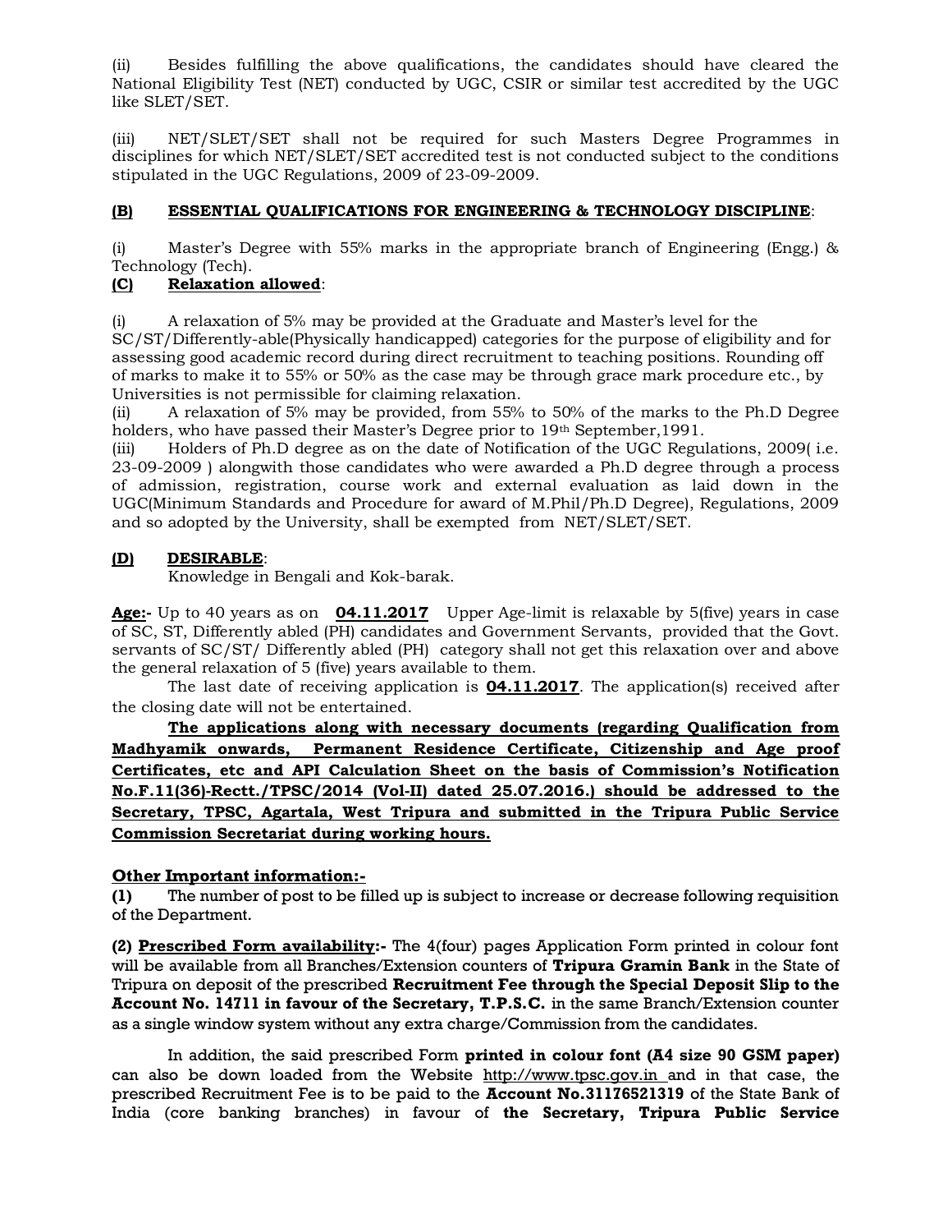(ii) Besides fulfilling the above qualifications, the candidates should have cleared the National Eligibility Test (NET) conducted by UGC, CSIR or similar test accredited by the UGC like SLET/SET.

(iii) NET/SLET/SET shall not be required for such Masters Degree Programmes in disciplines for which NET/SLET/SET accredited test is not conducted subject to the conditions stipulated in the UGC Regulations, 2009 of 23-09-2009.

**(B) ESSENTIAL QUALIFICATIONS FOR ENGINEERING & TECHNOLOGY DISCIPLINE**:

(i) Master's Degree with 55% marks in the appropriate branch of Engineering (Engg.) & Technology (Tech).

**(C) Relaxation allowed**:

(i) A relaxation of 5% may be provided at the Graduate and Master's level for the SC/ST/Differently-able(Physically handicapped) categories for the purpose of eligibility and for assessing good academic record during direct recruitment to teaching positions. Rounding off of marks to make it to 55% or 50% as the case may be through grace mark procedure etc., by Universities is not permissible for claiming relaxation.

(ii) A relaxation of 5% may be provided, from 55% to 50% of the marks to the Ph.D Degree holders, who have passed their Master's Degree prior to 19th September,1991.

(iii) Holders of Ph.D degree as on the date of Notification of the UGC Regulations, 2009( i.e. 23-09-2009 ) alongwith those candidates who were awarded a Ph.D degree through a process of admission, registration, course work and external evaluation as laid down in the UGC(Minimum Standards and Procedure for award of M.Phil/Ph.D Degree), Regulations, 2009 and so adopted by the University, shall be exempted from NET/SLET/SET.

**(D) DESIRABLE**:

Knowledge in Bengali and Kok-barak.

**Age:-** Up to 40 years as on **04.11.2017** Upper Age-limit is relaxable by 5(five) years in case of SC, ST, Differently abled (PH) candidates and Government Servants, provided that the Govt. servants of SC/ST/ Differently abled (PH) category shall not get this relaxation over and above the general relaxation of 5 (five) years available to them.

The last date of receiving application is **04.11.2017**. The application(s) received after the closing date will not be entertained.

**The applications along with necessary documents (regarding Qualification from Madhyamik onwards, Permanent Residence Certificate, Citizenship and Age proof Certificates, etc and API Calculation Sheet on the basis of Commission's Notification No.F.11(36)-Rectt./TPSC/2014 (Vol-II) dated 25.07.2016.) should be addressed to the Secretary, TPSC, Agartala, West Tripura and submitted in the Tripura Public Service Commission Secretariat during working hours.**

**Other Important information:-**

**(1)** The number of post to be filled up is subject to increase or decrease following requisition of the Department.

**(2) Prescribed Form availability:-** The 4(four) pages Application Form printed in colour font will be available from all Branches/Extension counters of **Tripura Gramin Bank** in the State of Tripura on deposit of the prescribed **Recruitment Fee through the Special Deposit Slip to the Account No. 14711 in favour of the Secretary, T.P.S.C.** in the same Branch/Extension counter as a single window system without any extra charge/Commission from the candidates.

In addition, the said prescribed Form **printed in colour font (A4 size 90 GSM paper)** can also be down loaded from the Website http://www.tpsc.gov.in and in that case, the prescribed Recruitment Fee is to be paid to the **Account No.31176521319** of the State Bank of India (core banking branches) in favour of **the Secretary, Tripura Public Service**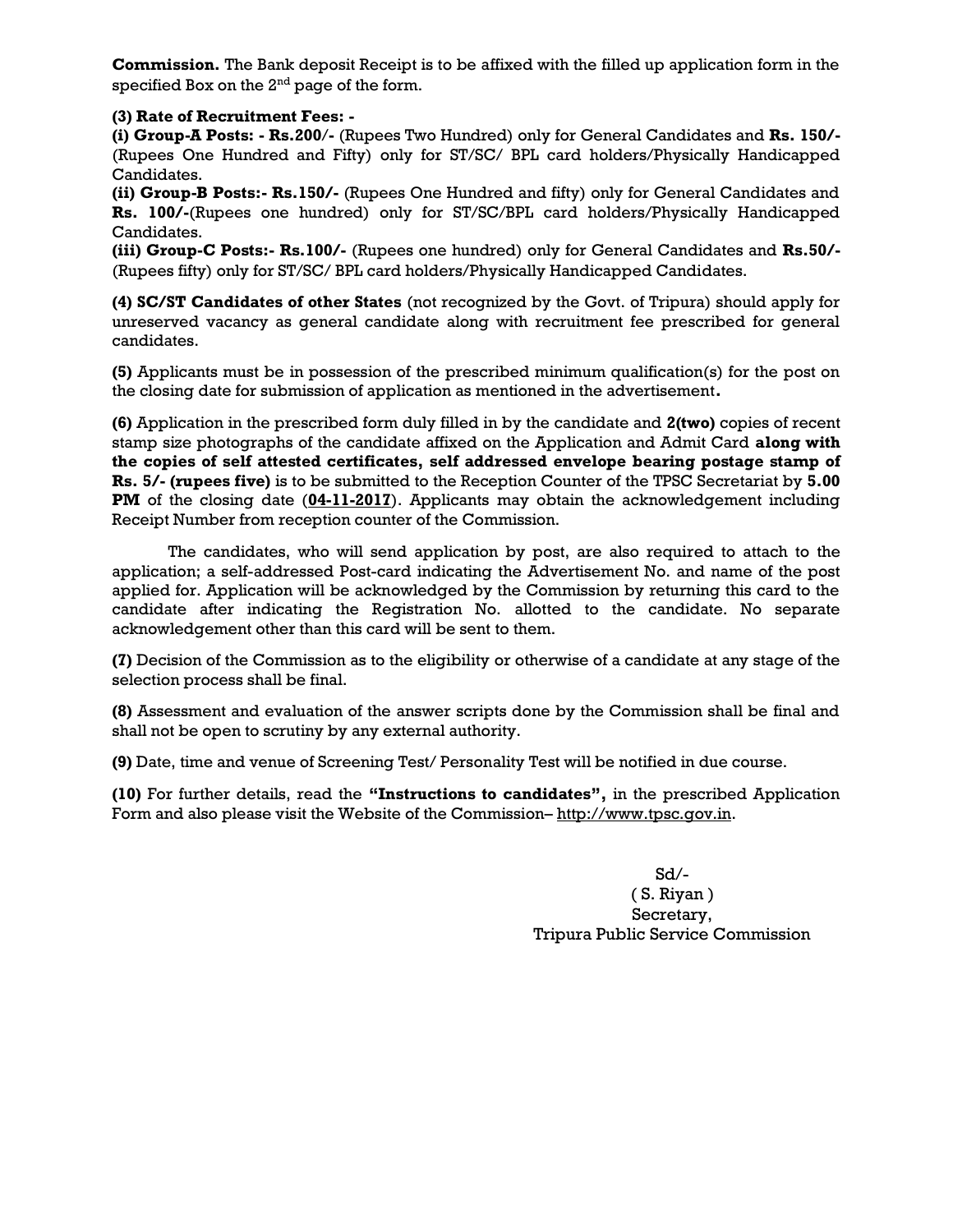**Commission.** The Bank deposit Receipt is to be affixed with the filled up application form in the specified Box on the 2nd page of the form.

**(3) Rate of Recruitment Fees: -**

**(i) Group-A Posts: - Rs.200/-** (Rupees Two Hundred) only for General Candidates and **Rs. 150/-** (Rupees One Hundred and Fifty) only for ST/SC/ BPL card holders/Physically Handicapped Candidates.

**(ii) Group-B Posts:- Rs.150/-** (Rupees One Hundred and fifty) only for General Candidates and **Rs. 100/-**(Rupees one hundred) only for ST/SC/BPL card holders/Physically Handicapped Candidates.

**(iii) Group-C Posts:- Rs.100/-** (Rupees one hundred) only for General Candidates and **Rs.50/-** (Rupees fifty) only for ST/SC/ BPL card holders/Physically Handicapped Candidates.

**(4) SC/ST Candidates of other States** (not recognized by the Govt. of Tripura) should apply for unreserved vacancy as general candidate along with recruitment fee prescribed for general candidates.

**(5)** Applicants must be in possession of the prescribed minimum qualification(s) for the post on the closing date for submission of application as mentioned in the advertisement**.**

**(6)** Application in the prescribed form duly filled in by the candidate and **2(two)** copies of recent stamp size photographs of the candidate affixed on the Application and Admit Card **along with the copies of self attested certificates, self addressed envelope bearing postage stamp of Rs. 5/- (rupees five)** is to be submitted to the Reception Counter of the TPSC Secretariat by **5.00 PM** of the closing date (**04-11-2017**). Applicants may obtain the acknowledgement including Receipt Number from reception counter of the Commission.

The candidates, who will send application by post, are also required to attach to the application; a self-addressed Post-card indicating the Advertisement No. and name of the post applied for. Application will be acknowledged by the Commission by returning this card to the candidate after indicating the Registration No. allotted to the candidate. No separate acknowledgement other than this card will be sent to them.

**(7)** Decision of the Commission as to the eligibility or otherwise of a candidate at any stage of the selection process shall be final.

**(8)** Assessment and evaluation of the answer scripts done by the Commission shall be final and shall not be open to scrutiny by any external authority.

**(9)** Date, time and venue of Screening Test/ Personality Test will be notified in due course.

**(10)** For further details, read the **"Instructions to candidates",** in the prescribed Application Form and also please visit the Website of the Commission– http://www.tpsc.gov.in.

Sd/-
( S. Riyan )
Secretary,
Tripura Public Service Commission